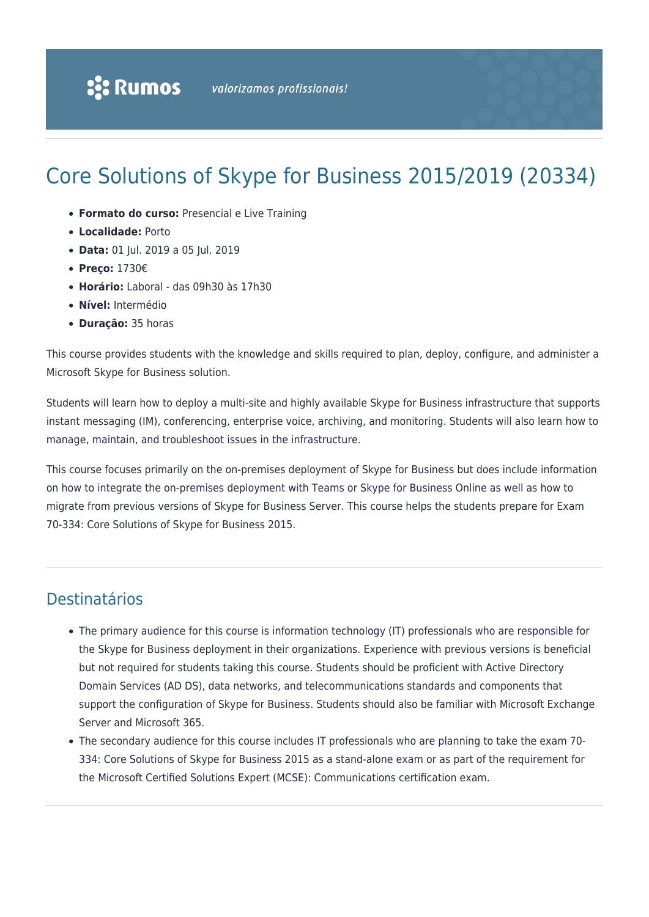:: Rumos *valorizamos profissionais!*

# Core Solutions of Skype for Business 2015/2019 (20334)

- **Formato do curso:** Presencial e Live Training
- **Localidade:** Porto
- **Data:** 01 Jul. 2019 a 05 Jul. 2019
- **Preço:** 1730€
- **Horário:** Laboral - das 09h30 às 17h30
- **Nível:** Intermédio
- **Duração:** 35 horas

This course provides students with the knowledge and skills required to plan, deploy, configure, and administer a Microsoft Skype for Business solution.

Students will learn how to deploy a multi-site and highly available Skype for Business infrastructure that supports instant messaging (IM), conferencing, enterprise voice, archiving, and monitoring. Students will also learn how to manage, maintain, and troubleshoot issues in the infrastructure.

This course focuses primarily on the on-premises deployment of Skype for Business but does include information on how to integrate the on-premises deployment with Teams or Skype for Business Online as well as how to migrate from previous versions of Skype for Business Server. This course helps the students prepare for Exam 70-334: Core Solutions of Skype for Business 2015.

## Destinatários

- The primary audience for this course is information technology (IT) professionals who are responsible for the Skype for Business deployment in their organizations. Experience with previous versions is beneficial but not required for students taking this course. Students should be proficient with Active Directory Domain Services (AD DS), data networks, and telecommunications standards and components that support the configuration of Skype for Business. Students should also be familiar with Microsoft Exchange Server and Microsoft 365.
- The secondary audience for this course includes IT professionals who are planning to take the exam 70-334: Core Solutions of Skype for Business 2015 as a stand-alone exam or as part of the requirement for the Microsoft Certified Solutions Expert (MCSE): Communications certification exam.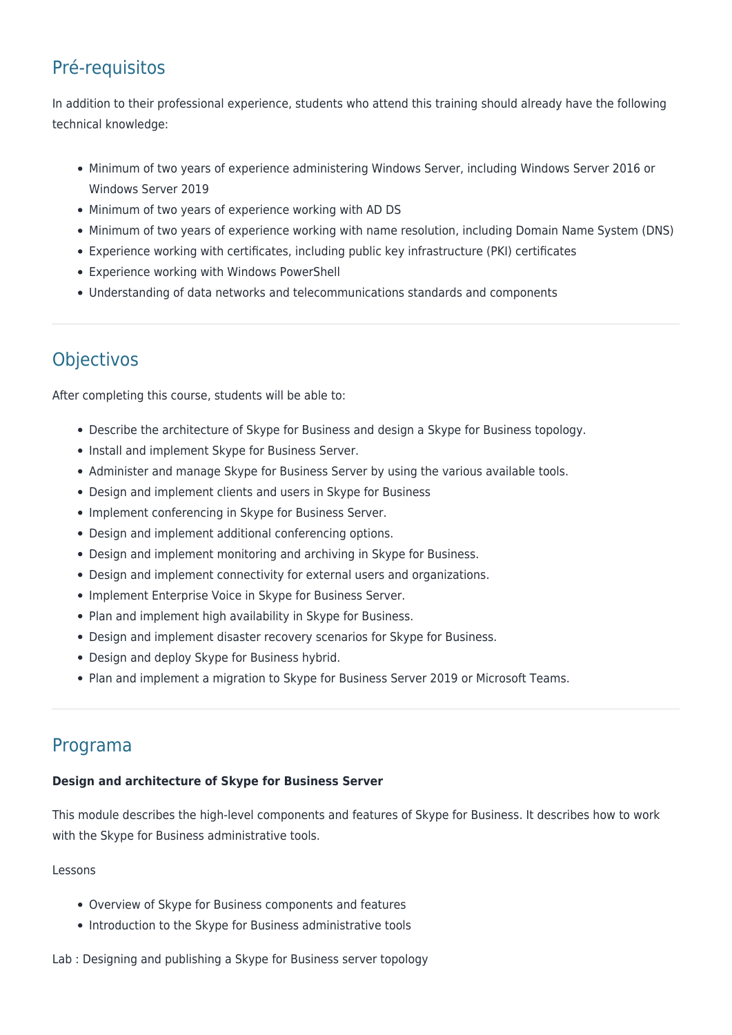## Pré-requisitos

In addition to their professional experience, students who attend this training should already have the following technical knowledge:

- Minimum of two years of experience administering Windows Server, including Windows Server 2016 or Windows Server 2019
- Minimum of two years of experience working with AD DS
- Minimum of two years of experience working with name resolution, including Domain Name System (DNS)
- Experience working with certificates, including public key infrastructure (PKI) certificates
- Experience working with Windows PowerShell
- Understanding of data networks and telecommunications standards and components

## Objectivos

After completing this course, students will be able to:

- Describe the architecture of Skype for Business and design a Skype for Business topology.
- Install and implement Skype for Business Server.
- Administer and manage Skype for Business Server by using the various available tools.
- Design and implement clients and users in Skype for Business
- Implement conferencing in Skype for Business Server.
- Design and implement additional conferencing options.
- Design and implement monitoring and archiving in Skype for Business.
- Design and implement connectivity for external users and organizations.
- Implement Enterprise Voice in Skype for Business Server.
- Plan and implement high availability in Skype for Business.
- Design and implement disaster recovery scenarios for Skype for Business.
- Design and deploy Skype for Business hybrid.
- Plan and implement a migration to Skype for Business Server 2019 or Microsoft Teams.

## Programa

**Design and architecture of Skype for Business Server**

This module describes the high-level components and features of Skype for Business. It describes how to work with the Skype for Business administrative tools.

Lessons

- Overview of Skype for Business components and features
- Introduction to the Skype for Business administrative tools

Lab : Designing and publishing a Skype for Business server topology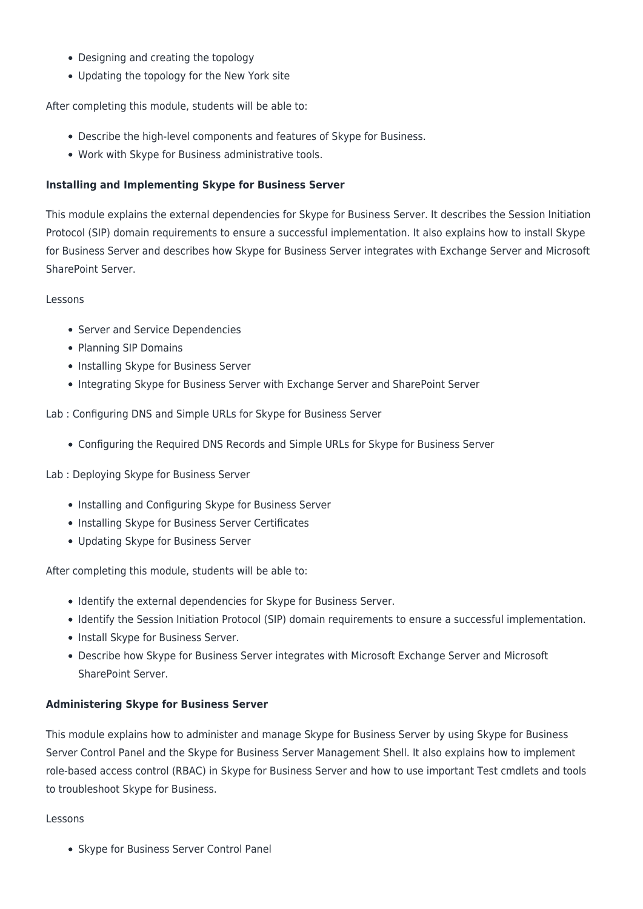- Designing and creating the topology
- Updating the topology for the New York site

After completing this module, students will be able to:

- Describe the high-level components and features of Skype for Business.
- Work with Skype for Business administrative tools.

**Installing and Implementing Skype for Business Server**

This module explains the external dependencies for Skype for Business Server. It describes the Session Initiation Protocol (SIP) domain requirements to ensure a successful implementation. It also explains how to install Skype for Business Server and describes how Skype for Business Server integrates with Exchange Server and Microsoft SharePoint Server.

Lessons

- Server and Service Dependencies
- Planning SIP Domains
- Installing Skype for Business Server
- Integrating Skype for Business Server with Exchange Server and SharePoint Server

Lab : Configuring DNS and Simple URLs for Skype for Business Server

- Configuring the Required DNS Records and Simple URLs for Skype for Business Server

Lab : Deploying Skype for Business Server

- Installing and Configuring Skype for Business Server
- Installing Skype for Business Server Certificates
- Updating Skype for Business Server

After completing this module, students will be able to:

- Identify the external dependencies for Skype for Business Server.
- Identify the Session Initiation Protocol (SIP) domain requirements to ensure a successful implementation.
- Install Skype for Business Server.
- Describe how Skype for Business Server integrates with Microsoft Exchange Server and Microsoft SharePoint Server.

**Administering Skype for Business Server**

This module explains how to administer and manage Skype for Business Server by using Skype for Business Server Control Panel and the Skype for Business Server Management Shell. It also explains how to implement role-based access control (RBAC) in Skype for Business Server and how to use important Test cmdlets and tools to troubleshoot Skype for Business.

Lessons

- Skype for Business Server Control Panel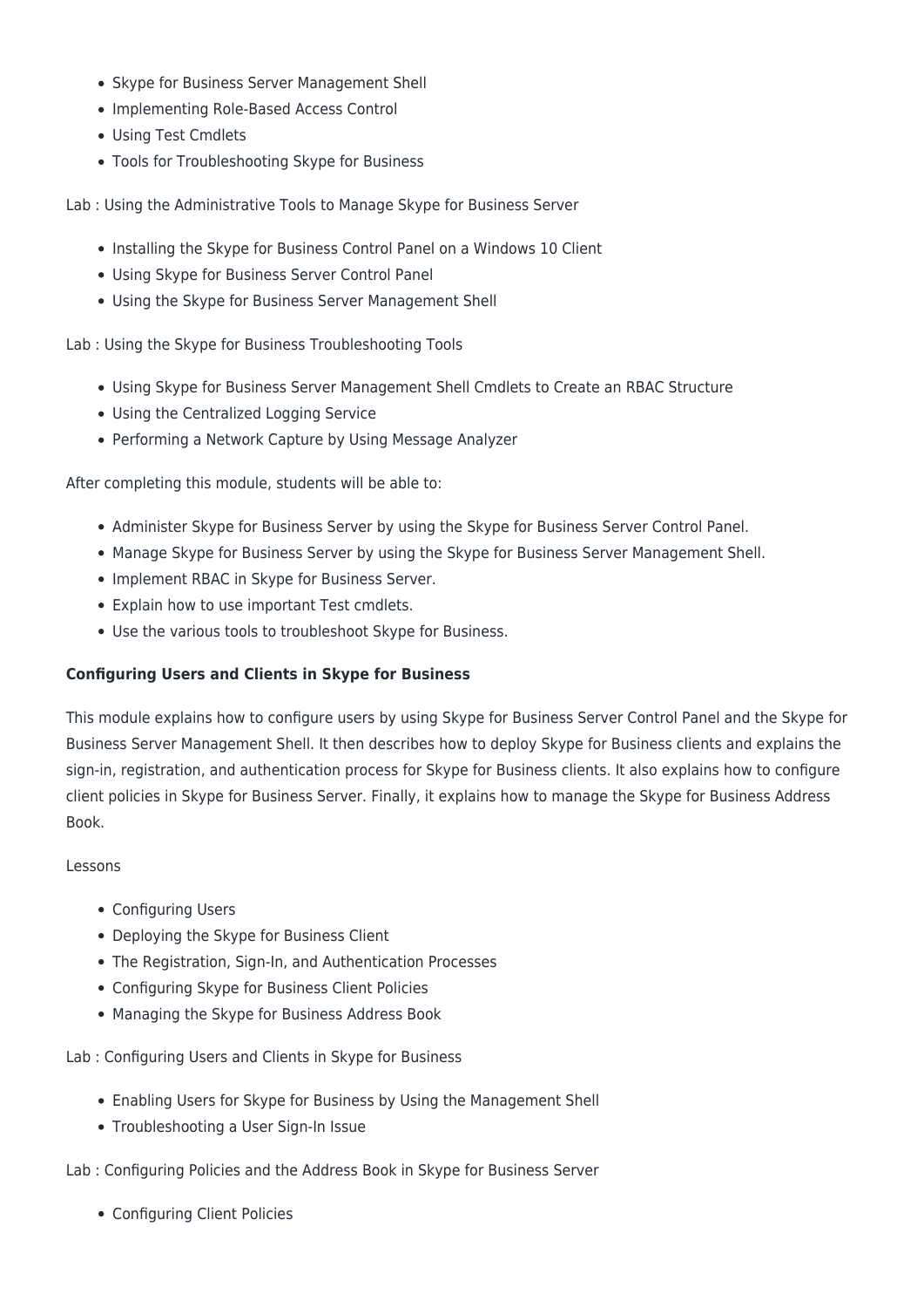- Skype for Business Server Management Shell
- Implementing Role-Based Access Control
- Using Test Cmdlets
- Tools for Troubleshooting Skype for Business

Lab : Using the Administrative Tools to Manage Skype for Business Server

- Installing the Skype for Business Control Panel on a Windows 10 Client
- Using Skype for Business Server Control Panel
- Using the Skype for Business Server Management Shell

Lab : Using the Skype for Business Troubleshooting Tools

- Using Skype for Business Server Management Shell Cmdlets to Create an RBAC Structure
- Using the Centralized Logging Service
- Performing a Network Capture by Using Message Analyzer

After completing this module, students will be able to:

- Administer Skype for Business Server by using the Skype for Business Server Control Panel.
- Manage Skype for Business Server by using the Skype for Business Server Management Shell.
- Implement RBAC in Skype for Business Server.
- Explain how to use important Test cmdlets.
- Use the various tools to troubleshoot Skype for Business.

**Configuring Users and Clients in Skype for Business**

This module explains how to configure users by using Skype for Business Server Control Panel and the Skype for Business Server Management Shell. It then describes how to deploy Skype for Business clients and explains the sign-in, registration, and authentication process for Skype for Business clients. It also explains how to configure client policies in Skype for Business Server. Finally, it explains how to manage the Skype for Business Address Book.

Lessons

- Configuring Users
- Deploying the Skype for Business Client
- The Registration, Sign-In, and Authentication Processes
- Configuring Skype for Business Client Policies
- Managing the Skype for Business Address Book

Lab : Configuring Users and Clients in Skype for Business

- Enabling Users for Skype for Business by Using the Management Shell
- Troubleshooting a User Sign-In Issue

Lab : Configuring Policies and the Address Book in Skype for Business Server

- Configuring Client Policies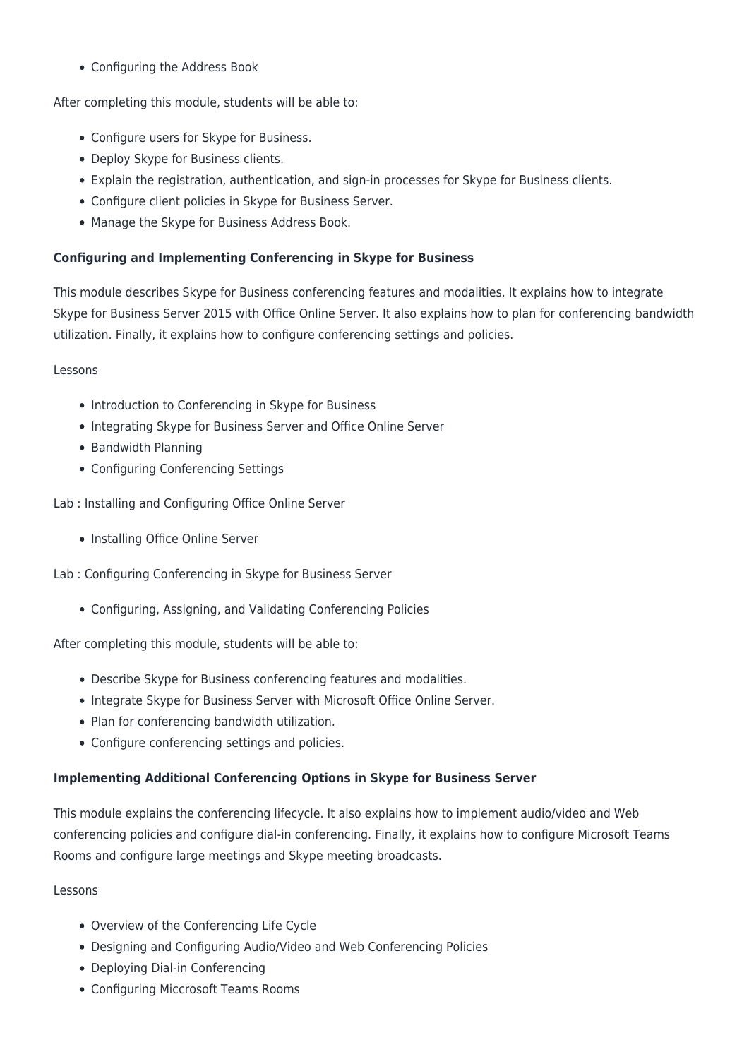- Configuring the Address Book

After completing this module, students will be able to:

- Configure users for Skype for Business.
- Deploy Skype for Business clients.
- Explain the registration, authentication, and sign-in processes for Skype for Business clients.
- Configure client policies in Skype for Business Server.
- Manage the Skype for Business Address Book.

**Configuring and Implementing Conferencing in Skype for Business**

This module describes Skype for Business conferencing features and modalities. It explains how to integrate Skype for Business Server 2015 with Office Online Server. It also explains how to plan for conferencing bandwidth utilization. Finally, it explains how to configure conferencing settings and policies.

Lessons

- Introduction to Conferencing in Skype for Business
- Integrating Skype for Business Server and Office Online Server
- Bandwidth Planning
- Configuring Conferencing Settings

Lab : Installing and Configuring Office Online Server

- Installing Office Online Server

Lab : Configuring Conferencing in Skype for Business Server

- Configuring, Assigning, and Validating Conferencing Policies

After completing this module, students will be able to:

- Describe Skype for Business conferencing features and modalities.
- Integrate Skype for Business Server with Microsoft Office Online Server.
- Plan for conferencing bandwidth utilization.
- Configure conferencing settings and policies.

**Implementing Additional Conferencing Options in Skype for Business Server**

This module explains the conferencing lifecycle. It also explains how to implement audio/video and Web conferencing policies and configure dial-in conferencing. Finally, it explains how to configure Microsoft Teams Rooms and configure large meetings and Skype meeting broadcasts.

Lessons

- Overview of the Conferencing Life Cycle
- Designing and Configuring Audio/Video and Web Conferencing Policies
- Deploying Dial-in Conferencing
- Configuring Miccrosoft Teams Rooms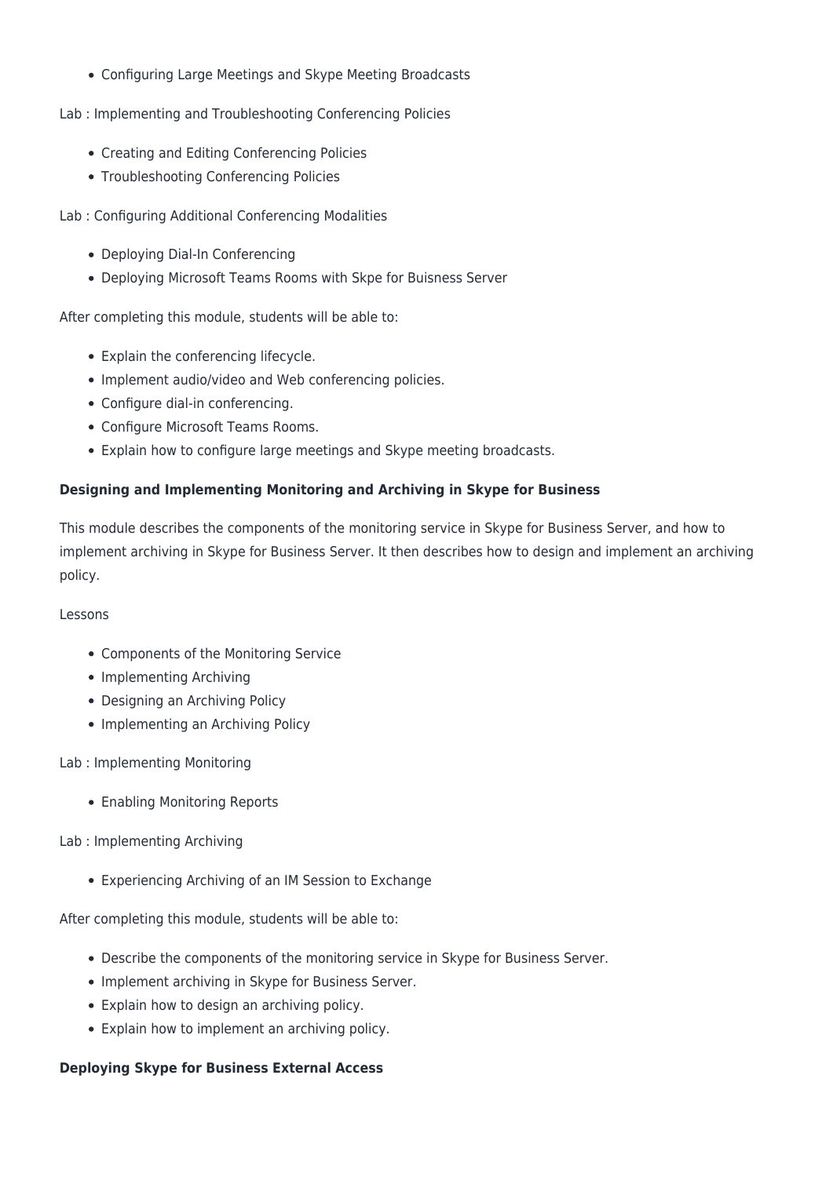- Configuring Large Meetings and Skype Meeting Broadcasts

Lab : Implementing and Troubleshooting Conferencing Policies

- Creating and Editing Conferencing Policies
- Troubleshooting Conferencing Policies

Lab : Configuring Additional Conferencing Modalities

- Deploying Dial-In Conferencing
- Deploying Microsoft Teams Rooms with Skpe for Buisness Server

After completing this module, students will be able to:

- Explain the conferencing lifecycle.
- Implement audio/video and Web conferencing policies.
- Configure dial-in conferencing.
- Configure Microsoft Teams Rooms.
- Explain how to configure large meetings and Skype meeting broadcasts.

**Designing and Implementing Monitoring and Archiving in Skype for Business**

This module describes the components of the monitoring service in Skype for Business Server, and how to implement archiving in Skype for Business Server. It then describes how to design and implement an archiving policy.

Lessons

- Components of the Monitoring Service
- Implementing Archiving
- Designing an Archiving Policy
- Implementing an Archiving Policy

Lab : Implementing Monitoring

- Enabling Monitoring Reports

Lab : Implementing Archiving

- Experiencing Archiving of an IM Session to Exchange

After completing this module, students will be able to:

- Describe the components of the monitoring service in Skype for Business Server.
- Implement archiving in Skype for Business Server.
- Explain how to design an archiving policy.
- Explain how to implement an archiving policy.

**Deploying Skype for Business External Access**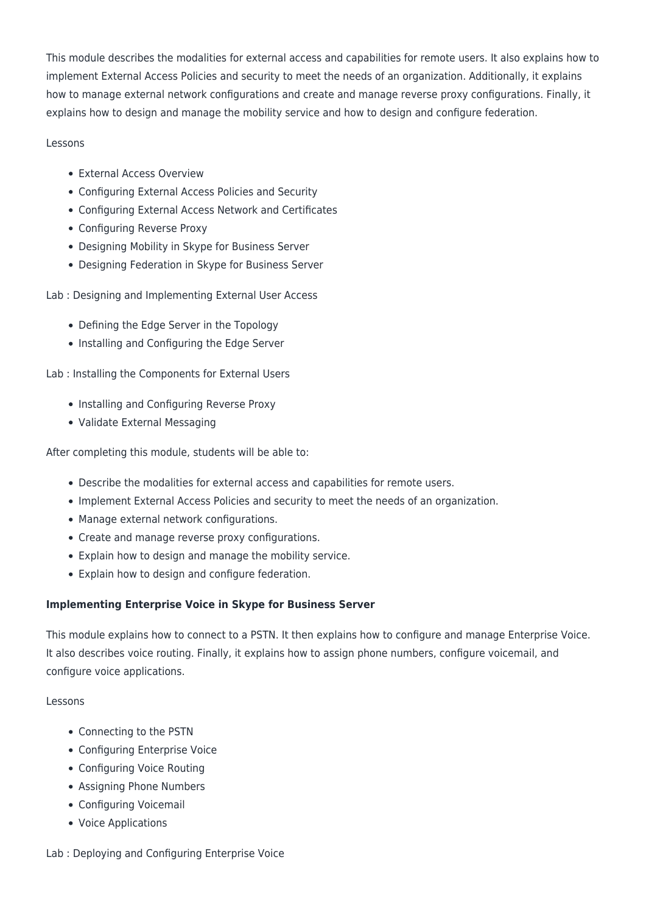This module describes the modalities for external access and capabilities for remote users. It also explains how to implement External Access Policies and security to meet the needs of an organization. Additionally, it explains how to manage external network configurations and create and manage reverse proxy configurations. Finally, it explains how to design and manage the mobility service and how to design and configure federation.

Lessons

- External Access Overview
- Configuring External Access Policies and Security
- Configuring External Access Network and Certificates
- Configuring Reverse Proxy
- Designing Mobility in Skype for Business Server
- Designing Federation in Skype for Business Server

Lab : Designing and Implementing External User Access

- Defining the Edge Server in the Topology
- Installing and Configuring the Edge Server

Lab : Installing the Components for External Users

- Installing and Configuring Reverse Proxy
- Validate External Messaging

After completing this module, students will be able to:

- Describe the modalities for external access and capabilities for remote users.
- Implement External Access Policies and security to meet the needs of an organization.
- Manage external network configurations.
- Create and manage reverse proxy configurations.
- Explain how to design and manage the mobility service.
- Explain how to design and configure federation.

**Implementing Enterprise Voice in Skype for Business Server**

This module explains how to connect to a PSTN. It then explains how to configure and manage Enterprise Voice. It also describes voice routing. Finally, it explains how to assign phone numbers, configure voicemail, and configure voice applications.

Lessons

- Connecting to the PSTN
- Configuring Enterprise Voice
- Configuring Voice Routing
- Assigning Phone Numbers
- Configuring Voicemail
- Voice Applications

Lab : Deploying and Configuring Enterprise Voice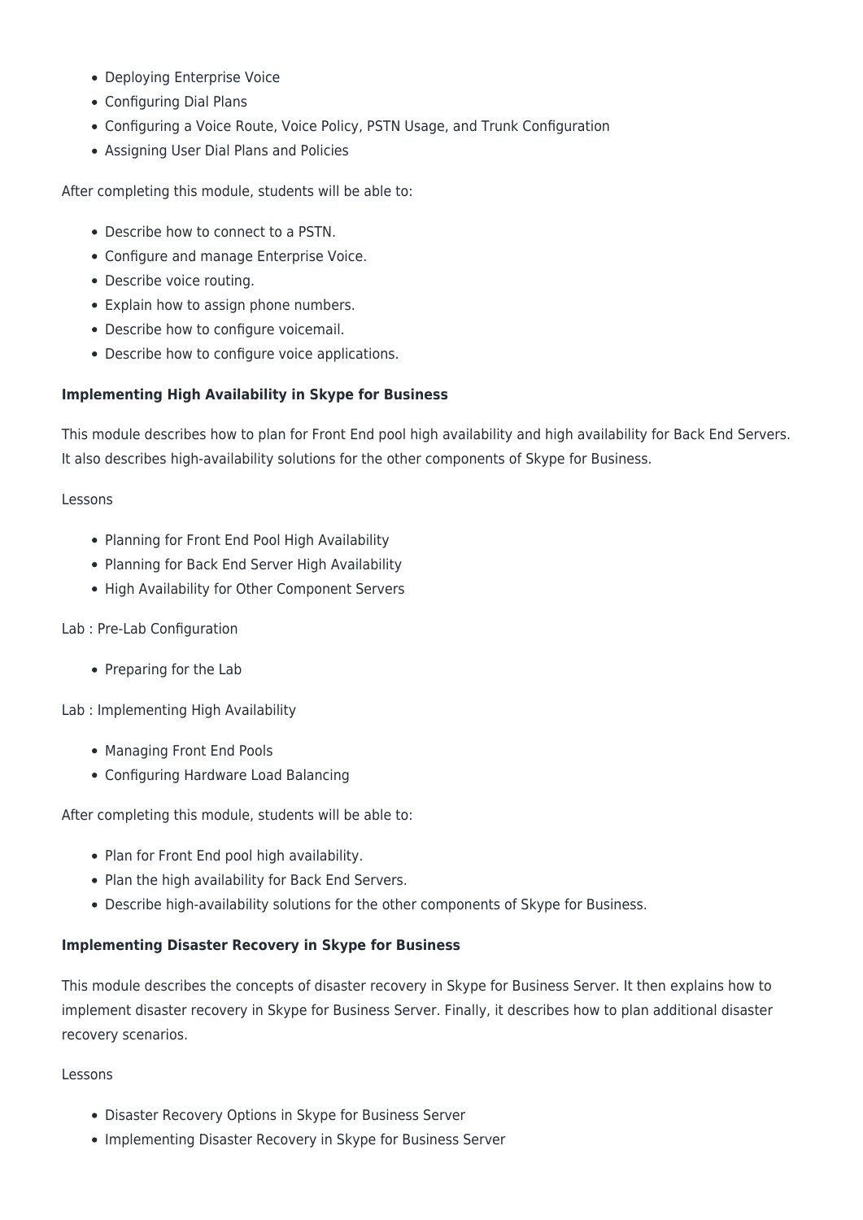- Deploying Enterprise Voice
- Configuring Dial Plans
- Configuring a Voice Route, Voice Policy, PSTN Usage, and Trunk Configuration
- Assigning User Dial Plans and Policies

After completing this module, students will be able to:

- Describe how to connect to a PSTN.
- Configure and manage Enterprise Voice.
- Describe voice routing.
- Explain how to assign phone numbers.
- Describe how to configure voicemail.
- Describe how to configure voice applications.

**Implementing High Availability in Skype for Business**

This module describes how to plan for Front End pool high availability and high availability for Back End Servers. It also describes high-availability solutions for the other components of Skype for Business.

Lessons

- Planning for Front End Pool High Availability
- Planning for Back End Server High Availability
- High Availability for Other Component Servers

Lab : Pre-Lab Configuration

- Preparing for the Lab

Lab : Implementing High Availability

- Managing Front End Pools
- Configuring Hardware Load Balancing

After completing this module, students will be able to:

- Plan for Front End pool high availability.
- Plan the high availability for Back End Servers.
- Describe high-availability solutions for the other components of Skype for Business.

**Implementing Disaster Recovery in Skype for Business**

This module describes the concepts of disaster recovery in Skype for Business Server. It then explains how to implement disaster recovery in Skype for Business Server. Finally, it describes how to plan additional disaster recovery scenarios.

Lessons

- Disaster Recovery Options in Skype for Business Server
- Implementing Disaster Recovery in Skype for Business Server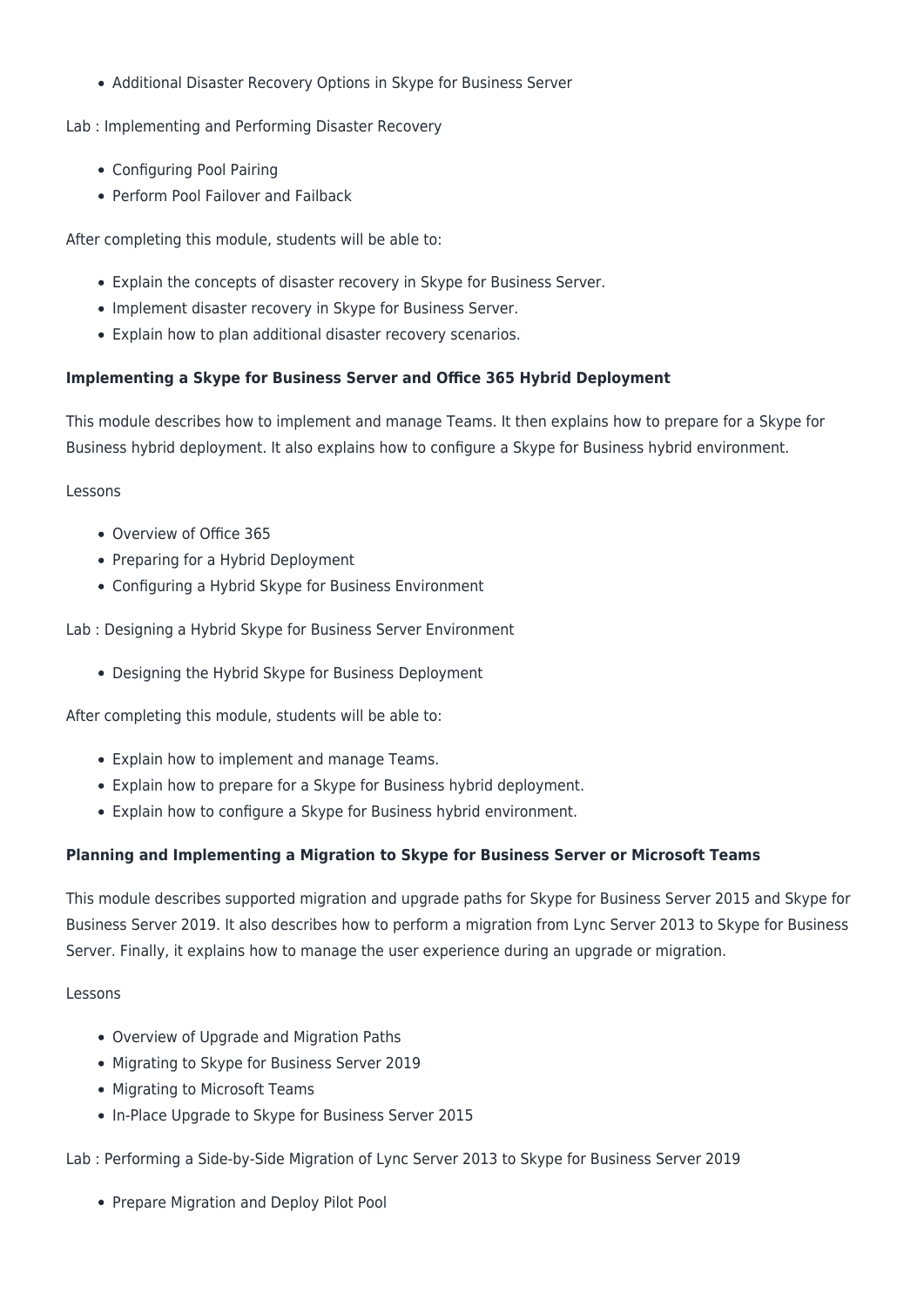- Additional Disaster Recovery Options in Skype for Business Server

Lab : Implementing and Performing Disaster Recovery

- Configuring Pool Pairing
- Perform Pool Failover and Failback

After completing this module, students will be able to:

- Explain the concepts of disaster recovery in Skype for Business Server.
- Implement disaster recovery in Skype for Business Server.
- Explain how to plan additional disaster recovery scenarios.

**Implementing a Skype for Business Server and Office 365 Hybrid Deployment**

This module describes how to implement and manage Teams. It then explains how to prepare for a Skype for Business hybrid deployment. It also explains how to configure a Skype for Business hybrid environment.

Lessons

- Overview of Office 365
- Preparing for a Hybrid Deployment
- Configuring a Hybrid Skype for Business Environment

Lab : Designing a Hybrid Skype for Business Server Environment

- Designing the Hybrid Skype for Business Deployment

After completing this module, students will be able to:

- Explain how to implement and manage Teams.
- Explain how to prepare for a Skype for Business hybrid deployment.
- Explain how to configure a Skype for Business hybrid environment.

**Planning and Implementing a Migration to Skype for Business Server or Microsoft Teams**

This module describes supported migration and upgrade paths for Skype for Business Server 2015 and Skype for Business Server 2019. It also describes how to perform a migration from Lync Server 2013 to Skype for Business Server. Finally, it explains how to manage the user experience during an upgrade or migration.

Lessons

- Overview of Upgrade and Migration Paths
- Migrating to Skype for Business Server 2019
- Migrating to Microsoft Teams
- In-Place Upgrade to Skype for Business Server 2015

Lab : Performing a Side-by-Side Migration of Lync Server 2013 to Skype for Business Server 2019

- Prepare Migration and Deploy Pilot Pool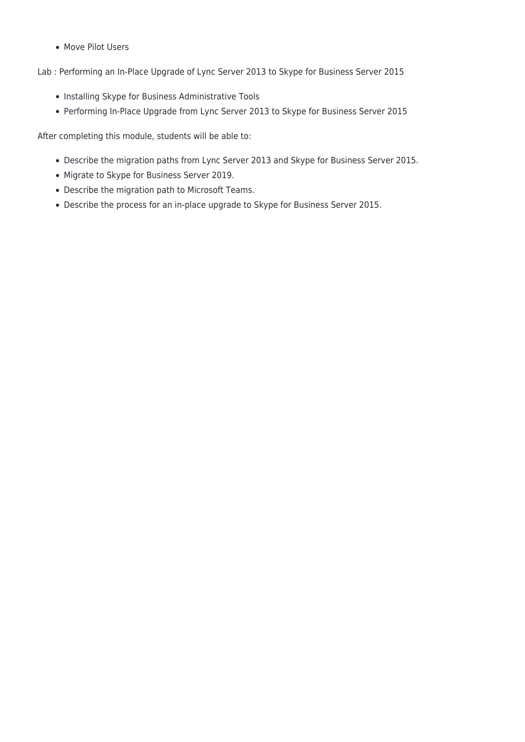- Move Pilot Users

Lab : Performing an In-Place Upgrade of Lync Server 2013 to Skype for Business Server 2015

- Installing Skype for Business Administrative Tools
- Performing In-Place Upgrade from Lync Server 2013 to Skype for Business Server 2015

After completing this module, students will be able to:

- Describe the migration paths from Lync Server 2013 and Skype for Business Server 2015.
- Migrate to Skype for Business Server 2019.
- Describe the migration path to Microsoft Teams.
- Describe the process for an in-place upgrade to Skype for Business Server 2015.